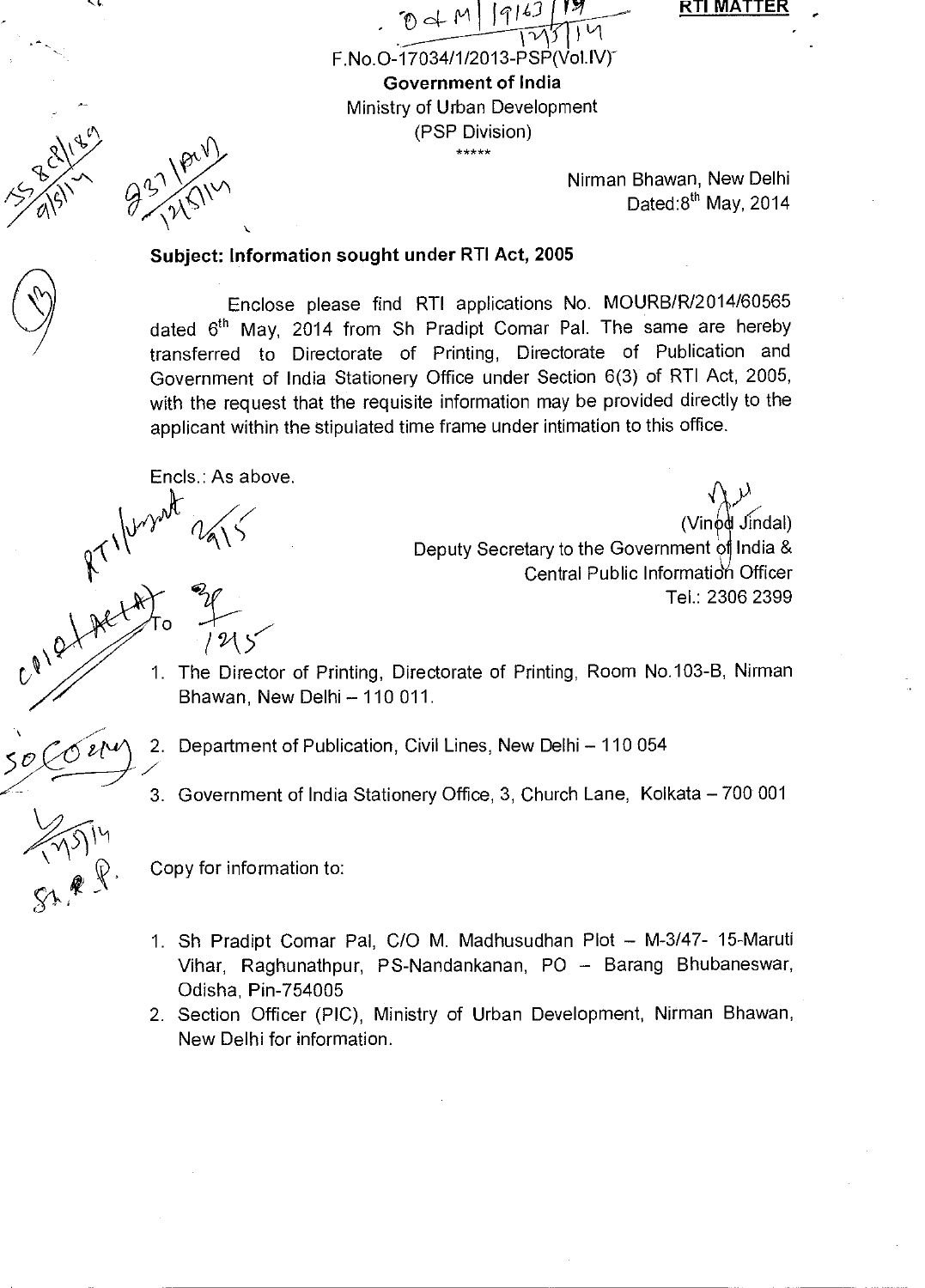**RTI MATTER**

F.No.O-17034/1/2013-PSP(Vol.IV)

**Government of India**

Ministry of Urban Development

(PSP Division)

\*\*\*\*\*

Nirman Bhawan, New Delhi

Dated:8th May, 2014

**Subject: Information sought under RTI Act, 2005**

Enclose please find RTI applications No. MOURB/R/2014/60565 dated 6th May, 2014 from Sh Pradipt Comar Pal. The same are hereby transferred to Directorate of Printing, Directorate of Publication and Government of India Stationery Office under Section 6(3) of RTI Act, 2005, with the request that the requisite information may be provided directly to the applicant within the stipulated time frame under intimation to this office.

Encls.: As above.

(Vinod Jindal)
Deputy Secretary to the Government of India &
Central Public Information Officer
Tel.: 2306 2399

To

1. The Director of Printing, Directorate of Printing, Room No.103-B, Nirman Bhawan, New Delhi – 110 011.
2. Department of Publication, Civil Lines, New Delhi – 110 054
3. Government of India Stationery Office, 3, Church Lane, Kolkata – 700 001

Copy for information to:

1. Sh Pradipt Comar Pal, C/O M. Madhusudhan Plot – M-3/47- 15-Maruti Vihar, Raghunathpur, PS-Nandankanan, PO – Barang Bhubaneswar, Odisha, Pin-754005
2. Section Officer (PIC), Ministry of Urban Development, Nirman Bhawan, New Delhi for information.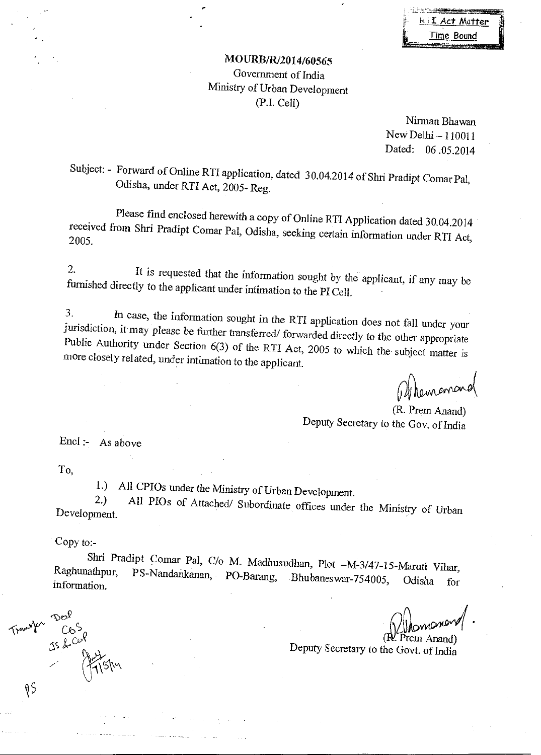RTI Act Matter
Time Bound

**MOURB/R/2014/60565**

Government of India
Ministry of Urban Development
(P.I. Cell)

Nirman Bhawan
New Delhi – 110011
Dated: 06 .05.2014

Subject: - Forward of Online RTI application, dated 30.04.2014 of Shri Pradipt Comar Pal, Odisha, under RTI Act, 2005- Reg.

Please find enclosed herewith a copy of Online RTI Application dated 30.04.2014 received from Shri Pradipt Comar Pal, Odisha, seeking certain information under RTI Act, 2005.

2. It is requested that the information sought by the applicant, if any may be furnished directly to the applicant under intimation to the PI Cell.

3. In case, the information sought in the RTI application does not fall under your jurisdiction, it may please be further transferred/ forwarded directly to the other appropriate Public Authority under Section 6(3) of the RTI Act, 2005 to which the subject matter is more closely related, under intimation to the applicant.

(R. Prem Anand)
Deputy Secretary to the Gov. of India

Encl :- As above

To,

1.) All CPIOs under the Ministry of Urban Development.

2.) All PIOs of Attached/ Subordinate offices under the Ministry of Urban Development.

Copy to:-

Shri Pradipt Comar Pal, C/o M. Madhusudhan, Plot –M-3/47-15-Maruti Vihar, Raghunathpur, PS-Nandankanan, PO-Barang, Bhubaneswar-754005, Odisha for information.

Transfer DoP
CoS
JS & CoP
7/5/14

PS

(R. Prem Anand)
Deputy Secretary to the Govt. of India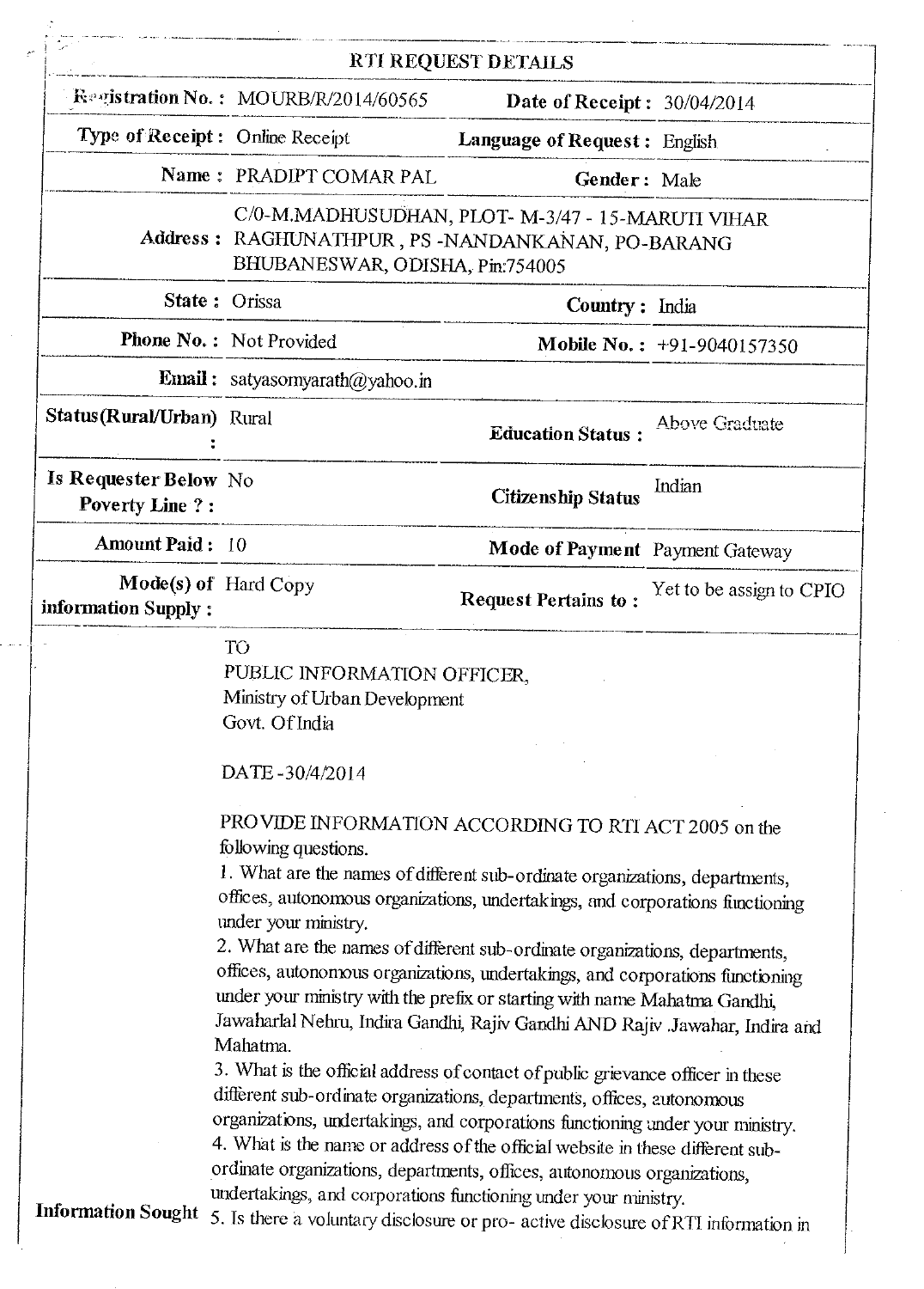# RTI REQUEST DETAILS

| | | | |
|---|---|---|---|
| **Registration No. :** | MOURB/R/2014/60565 | **Date of Receipt :** | 30/04/2014 |
| **Type of Receipt :** | Online Receipt | **Language of Request :** | English |
| **Name :** | PRADIPT COMAR PAL | **Gender :** | Male |
| **Address :** | C/0-M.MADHUSUDHAN, PLOT- M-3/47 - 15-MARUTI VIHAR RAGHUNATHPUR , PS -NANDANKANAN, PO-BARANG BHUBANESWAR, ODISHA, Pin:754005 | | |
| **State :** | Orissa | **Country :** | India |
| **Phone No. :** | Not Provided | **Mobile No. :** | +91-9040157350 |
| **Email :** | satyasomyarath@yahoo.in | | |
| **Status(Rural/Urban) :** | Rural | **Education Status :** | Above Graduate |
| **Is Requester Below Poverty Line ? :** | No | **Citizenship Status** | Indian |
| **Amount Paid :** | 10 | **Mode of Payment** | Payment Gateway |
| **Mode(s) of information Supply :** | Hard Copy | **Request Pertains to :** | Yet to be assign to CPIO |

**Information Sought**

TO
PUBLIC INFORMATION OFFICER,
Ministry of Urban Development
Govt. Of India

DATE -30/4/2014

PROVIDE INFORMATION ACCORDING TO RTI ACT 2005 on the following questions.

1. What are the names of different sub-ordinate organizations, departments, offices, autonomous organizations, undertakings, and corporations functioning under your ministry.
2. What are the names of different sub-ordinate organizations, departments, offices, autonomous organizations, undertakings, and corporations functioning under your ministry with the prefix or starting with name Mahatma Gandhi, Jawaharlal Nehru, Indira Gandhi, Rajiv Gandhi AND Rajiv .Jawahar, Indira and Mahatma.
3. What is the official address of contact of public grievance officer in these different sub-ordinate organizations, departments, offices, autonomous organizations, undertakings, and corporations functioning under your ministry.
4. What is the name or address of the official website in these different sub-ordinate organizations, departments, offices, autonomous organizations, undertakings, and corporations functioning under your ministry.
5. Is there a voluntary disclosure or pro- active disclosure of RTI information in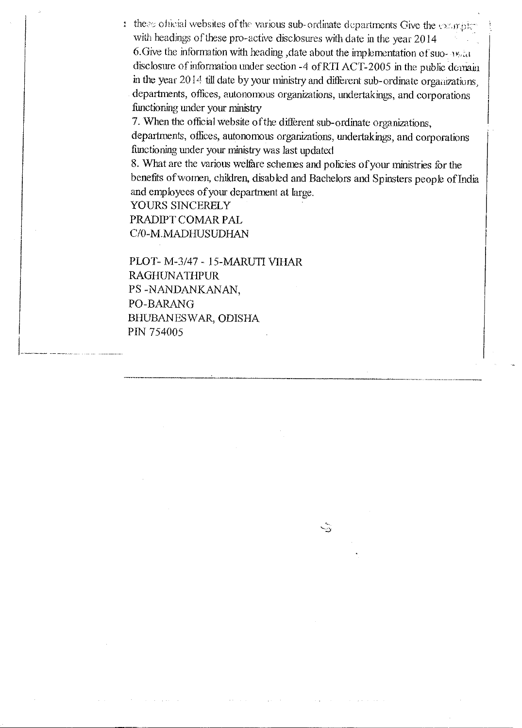these official websites of the various sub-ordinate departments Give the example with headings of these pro-active disclosures with date in the year 2014

6. Give the information with heading ,date about the implementation of suo-moto disclosure of information under section -4 of RTI ACT-2005 in the public domain in the year 2014 till date by your ministry and different sub-ordinate organizations, departments, offices, autonomous organizations, undertakings, and corporations functioning under your ministry

7. When the official website of the different sub-ordinate organizations, departments, offices, autonomous organizations, undertakings, and corporations functioning under your ministry was last updated

8. What are the various welfare schemes and policies of your ministries for the benefits of women, children, disabled and Bachelors and Spinsters people of India and employees of your department at large.

YOURS SINCERELY
PRADIPT COMAR PAL
C/0-M.MADHUSUDHAN

PLOT- M-3/47 - 15-MARUTI VIHAR
RAGHUNATHPUR
PS -NANDANKANAN,
PO-BARANG
BHUBANESWAR, ODISHA
PIN 754005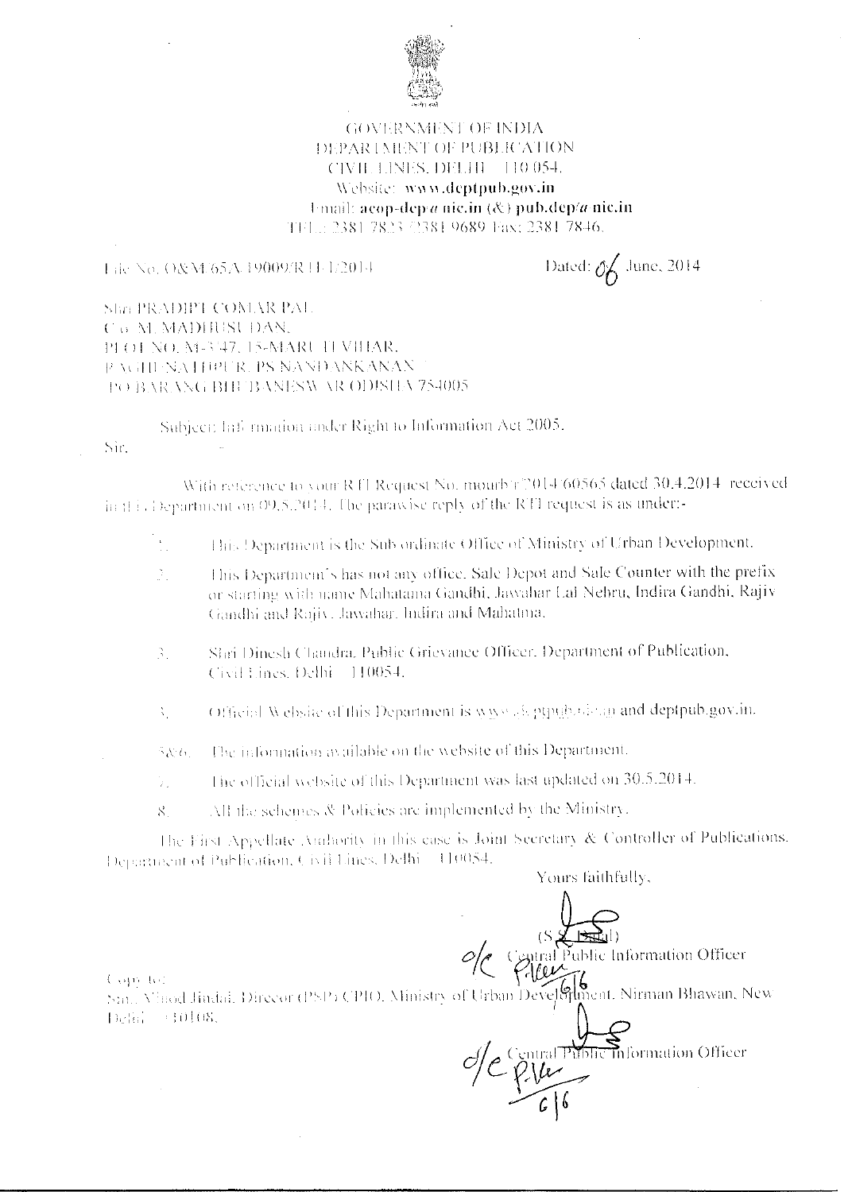GOVERNMENT OF INDIA
DEPARTMENT OF PUBLICATION
CIVIL LINES, DELHI – 110 054.
Website: www.deptpub.gov.in
Email: acop-dep@nic.in (&) pub.dep@nic.in
TEL.: 2381 7823 /2381 9689 Fax: 2381 7846.

File No. O&M 65A-19009/RTI-1/2014

Dated: 06 June, 2014

Shri PRADIPT COMAR PAL
C/o M. MADHUSUDAN,
PLOT NO. M-3/47, 15-MARUTI VIHAR,
RAGHUNATHPUR, PS NANDANKANAN
PO BARANG BHUBANESWAR ODISHA 754005

Subject: Information under Right to Information Act 2005.

Sir,

With reference to your RTI Request No. mourb/r/2014/60565 dated 30.4.2014 received in this Department on 09.5.2014. The parawise reply of the RTI request is as under:-

1. This Department is the Sub ordinate Office of Ministry of Urban Development.
2. This Department's has not any office, Sale Depot and Sale Counter with the prefix or starting with name Mahatama Gandhi, Jawahar Lal Nehru, Indira Gandhi, Rajiv Gandhi and Rajiv, Jawahar, Indira and Mahatma.
3. Shri Dinesh Chandra, Public Grievance Officer, Department of Publication, Civil Lines, Delhi – 110054.
4. Official Website of this Department is www.deptpub.nic.in and deptpub.gov.in.

5&6. The information available on the website of this Department.

7. The official website of this Department was last updated on 30.5.2014.
8. All the schemes & Policies are implemented by the Ministry.

The First Appellate Authority in this case is Joint Secretary & Controller of Publications, Department of Publication, Civil Lines, Delhi – 110054.

Yours faithfully,

(S.S. Dalal)
Central Public Information Officer

Copy to:
Smt. Vinod Jindal, Direcor (PSP) CPIO, Ministry of Urban Development, Nirman Bhawan, New Delhi – 110108.

Central Public Information Officer